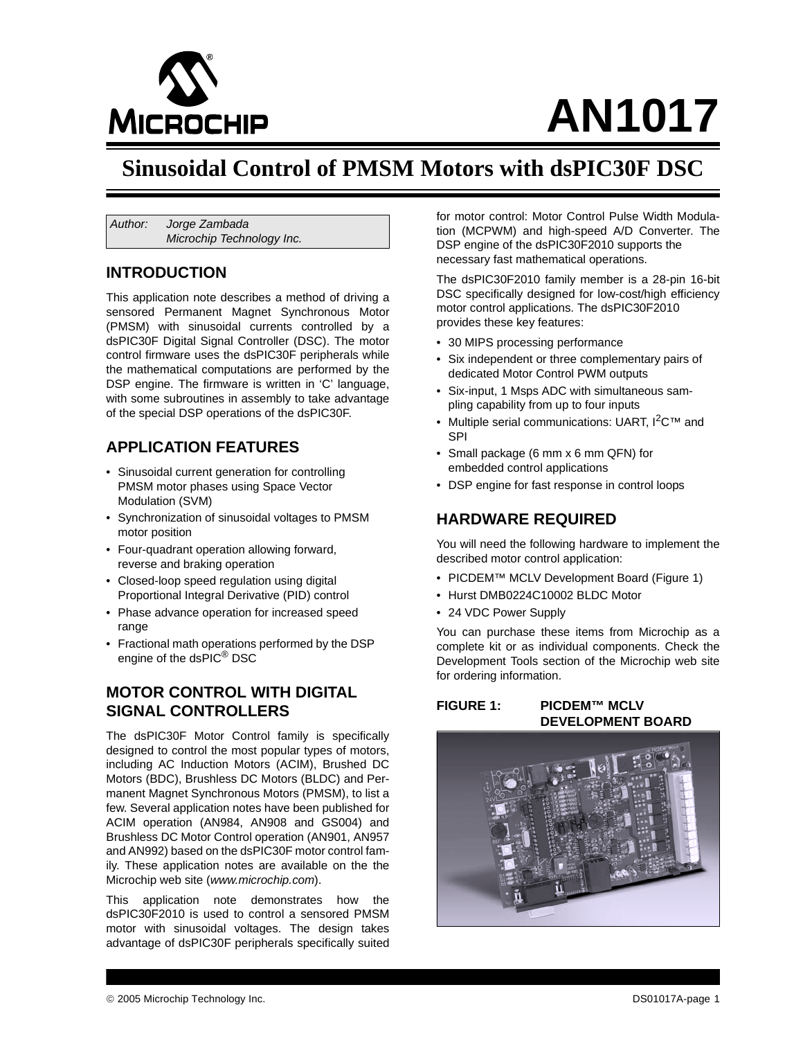# AN1017

## Sinusoidal Control of PMSM Motors with dsPIC30F DSC

Author: *Jorge Zambada*
*Microchip Technology Inc.*

## INTRODUCTION

This application note describes a method of driving a sensored Permanent Magnet Synchronous Motor (PMSM) with sinusoidal currents controlled by a dsPIC30F Digital Signal Controller (DSC). The motor control firmware uses the dsPIC30F peripherals while the mathematical computations are performed by the DSP engine. The firmware is written in 'C' language, with some subroutines in assembly to take advantage of the special DSP operations of the dsPIC30F.

## APPLICATION FEATURES

- Sinusoidal current generation for controlling PMSM motor phases using Space Vector Modulation (SVM)
- Synchronization of sinusoidal voltages to PMSM motor position
- Four-quadrant operation allowing forward, reverse and braking operation
- Closed-loop speed regulation using digital Proportional Integral Derivative (PID) control
- Phase advance operation for increased speed range
- Fractional math operations performed by the DSP engine of the dsPIC® DSC

## MOTOR CONTROL WITH DIGITAL SIGNAL CONTROLLERS

The dsPIC30F Motor Control family is specifically designed to control the most popular types of motors, including AC Induction Motors (ACIM), Brushed DC Motors (BDC), Brushless DC Motors (BLDC) and Permanent Magnet Synchronous Motors (PMSM), to list a few. Several application notes have been published for ACIM operation (AN984, AN908 and GS004) and Brushless DC Motor Control operation (AN901, AN957 and AN992) based on the dsPIC30F motor control family. These application notes are available on the the Microchip web site (*www.microchip.com*).

This application note demonstrates how the dsPIC30F2010 is used to control a sensored PMSM motor with sinusoidal voltages. The design takes advantage of dsPIC30F peripherals specifically suited for motor control: Motor Control Pulse Width Modulation (MCPWM) and high-speed A/D Converter. The DSP engine of the dsPIC30F2010 supports the necessary fast mathematical operations.

The dsPIC30F2010 family member is a 28-pin 16-bit DSC specifically designed for low-cost/high efficiency motor control applications. The dsPIC30F2010 provides these key features:

- 30 MIPS processing performance
- Six independent or three complementary pairs of dedicated Motor Control PWM outputs
- Six-input, 1 Msps ADC with simultaneous sampling capability from up to four inputs
- Multiple serial communications: UART, I[2]C™ and SPI
- Small package (6 mm x 6 mm QFN) for embedded control applications
- DSP engine for fast response in control loops

## HARDWARE REQUIRED

You will need the following hardware to implement the described motor control application:

- PICDEM™ MCLV Development Board (Figure 1)
- Hurst DMB0224C10002 BLDC Motor
- 24 VDC Power Supply

You can purchase these items from Microchip as a complete kit or as individual components. Check the Development Tools section of the Microchip web site for ordering information.

**FIGURE 1: PICDEM™ MCLV DEVELOPMENT BOARD**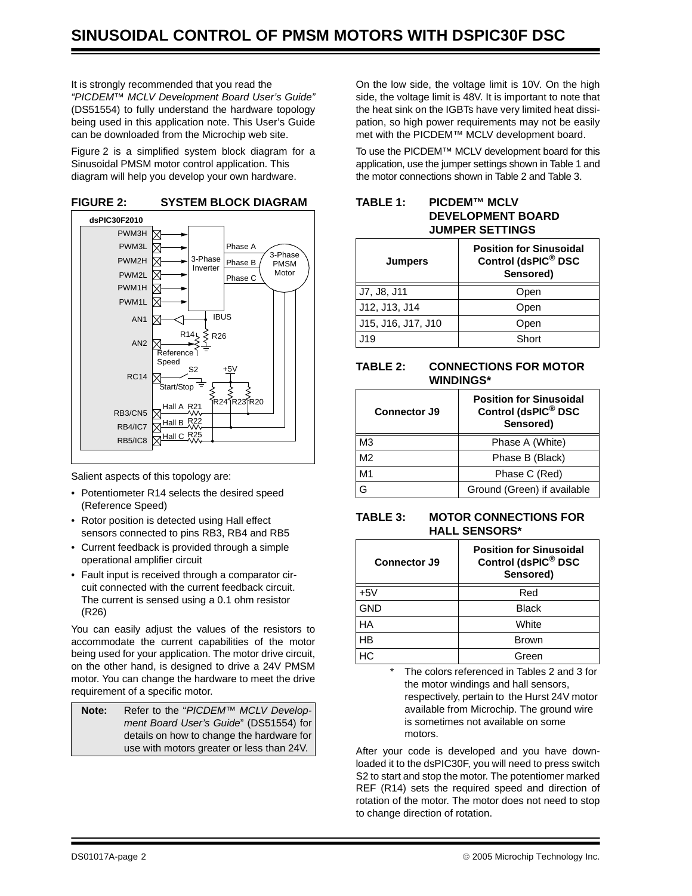It is strongly recommended that you read the *"PICDEM™ MCLV Development Board User's Guide"* (DS51554) to fully understand the hardware topology being used in this application note. This User's Guide can be downloaded from the Microchip web site.

Figure 2 is a simplified system block diagram for a Sinusoidal PMSM motor control application. This diagram will help you develop your own hardware.

**FIGURE 2: SYSTEM BLOCK DIAGRAM**

Salient aspects of this topology are:

- Potentiometer R14 selects the desired speed (Reference Speed)
- Rotor position is detected using Hall effect sensors connected to pins RB3, RB4 and RB5
- Current feedback is provided through a simple operational amplifier circuit
- Fault input is received through a comparator circuit connected with the current feedback circuit. The current is sensed using a 0.1 ohm resistor (R26)

You can easily adjust the values of the resistors to accommodate the current capabilities of the motor being used for your application. The motor drive circuit, on the other hand, is designed to drive a 24V PMSM motor. You can change the hardware to meet the drive requirement of a specific motor.

> **Note:** Refer to the "*PICDEM™ MCLV Development Board User's Guide*" (DS51554) for details on how to change the hardware for use with motors greater or less than 24V.

On the low side, the voltage limit is 10V. On the high side, the voltage limit is 48V. It is important to note that the heat sink on the IGBTs have very limited heat dissipation, so high power requirements may not be easily met with the PICDEM™ MCLV development board.

To use the PICDEM™ MCLV development board for this application, use the jumper settings shown in Table 1 and the motor connections shown in Table 2 and Table 3.

**TABLE 1: PICDEM™ MCLV DEVELOPMENT BOARD JUMPER SETTINGS**

| Jumpers | Position for Sinusoidal Control (dsPIC® DSC Sensored) |
|---|---|
| J7, J8, J11 | Open |
| J12, J13, J14 | Open |
| J15, J16, J17, J10 | Open |
| J19 | Short |

**TABLE 2: CONNECTIONS FOR MOTOR WINDINGS***

| Connector J9 | Position for Sinusoidal Control (dsPIC® DSC Sensored) |
|---|---|
| M3 | Phase A (White) |
| M2 | Phase B (Black) |
| M1 | Phase C (Red) |
| G | Ground (Green) if available |

**TABLE 3: MOTOR CONNECTIONS FOR HALL SENSORS***

| Connector J9 | Position for Sinusoidal Control (dsPIC® DSC Sensored) |
|---|---|
| +5V | Red |
| GND | Black |
| HA | White |
| HB | Brown |
| HC | Green |

\* The colors referenced in Tables 2 and 3 for the motor windings and hall sensors, respectively, pertain to the Hurst 24V motor available from Microchip. The ground wire is sometimes not available on some motors.

After your code is developed and you have downloaded it to the dsPIC30F, you will need to press switch S2 to start and stop the motor. The potentiomer marked REF (R14) sets the required speed and direction of rotation of the motor. The motor does not need to stop to change direction of rotation.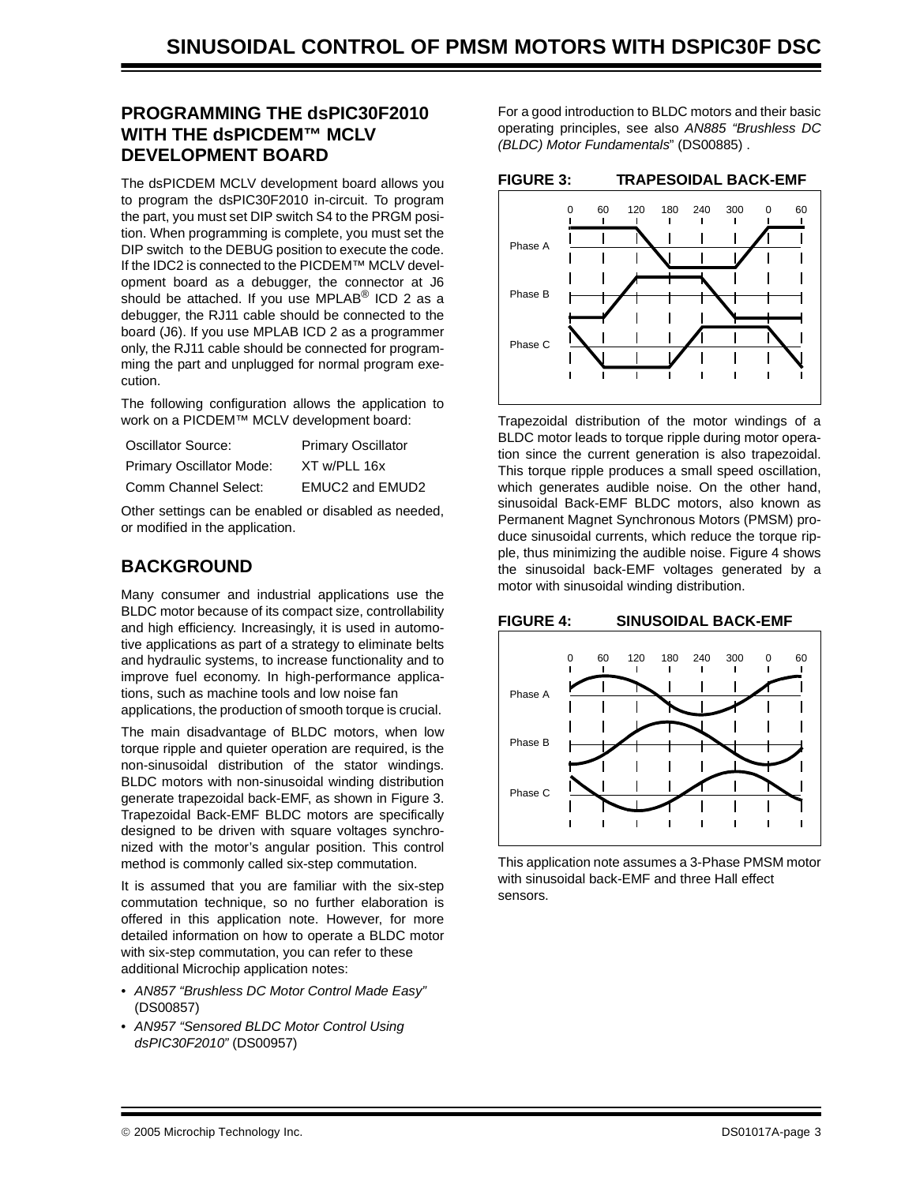## PROGRAMMING THE dsPIC30F2010 WITH THE dsPICDEM™ MCLV DEVELOPMENT BOARD

The dsPICDEM MCLV development board allows you to program the dsPIC30F2010 in-circuit. To program the part, you must set DIP switch S4 to the PRGM position. When programming is complete, you must set the DIP switch to the DEBUG position to execute the code. If the IDC2 is connected to the PICDEM™ MCLV development board as a debugger, the connector at J6 should be attached. If you use MPLAB® ICD 2 as a debugger, the RJ11 cable should be connected to the board (J6). If you use MPLAB ICD 2 as a programmer only, the RJ11 cable should be connected for programming the part and unplugged for normal program execution.

The following configuration allows the application to work on a PICDEM™ MCLV development board:

| | |
|---|---|
| Oscillator Source: | Primary Oscillator |
| Primary Oscillator Mode: | XT w/PLL 16x |
| Comm Channel Select: | EMUC2 and EMUD2 |

Other settings can be enabled or disabled as needed, or modified in the application.

## BACKGROUND

Many consumer and industrial applications use the BLDC motor because of its compact size, controllability and high efficiency. Increasingly, it is used in automotive applications as part of a strategy to eliminate belts and hydraulic systems, to increase functionality and to improve fuel economy. In high-performance applications, such as machine tools and low noise fan applications, the production of smooth torque is crucial.

The main disadvantage of BLDC motors, when low torque ripple and quieter operation are required, is the non-sinusoidal distribution of the stator windings. BLDC motors with non-sinusoidal winding distribution generate trapezoidal back-EMF, as shown in Figure 3. Trapezoidal Back-EMF BLDC motors are specifically designed to be driven with square voltages synchronized with the motor's angular position. This control method is commonly called six-step commutation.

It is assumed that you are familiar with the six-step commutation technique, so no further elaboration is offered in this application note. However, for more detailed information on how to operate a BLDC motor with six-step commutation, you can refer to these additional Microchip application notes:

- *AN857 "Brushless DC Motor Control Made Easy"* (DS00857)
- *AN957 "Sensored BLDC Motor Control Using dsPIC30F2010"* (DS00957)

For a good introduction to BLDC motors and their basic operating principles, see also *AN885 "Brushless DC (BLDC) Motor Fundamentals*" (DS00885) .

**FIGURE 3: TRAPESOIDAL BACK-EMF**

Trapezoidal distribution of the motor windings of a BLDC motor leads to torque ripple during motor operation since the current generation is also trapezoidal. This torque ripple produces a small speed oscillation, which generates audible noise. On the other hand, sinusoidal Back-EMF BLDC motors, also known as Permanent Magnet Synchronous Motors (PMSM) produce sinusoidal currents, which reduce the torque ripple, thus minimizing the audible noise. Figure 4 shows the sinusoidal back-EMF voltages generated by a motor with sinusoidal winding distribution.

**FIGURE 4: SINUSOIDAL BACK-EMF**

This application note assumes a 3-Phase PMSM motor with sinusoidal back-EMF and three Hall effect sensors.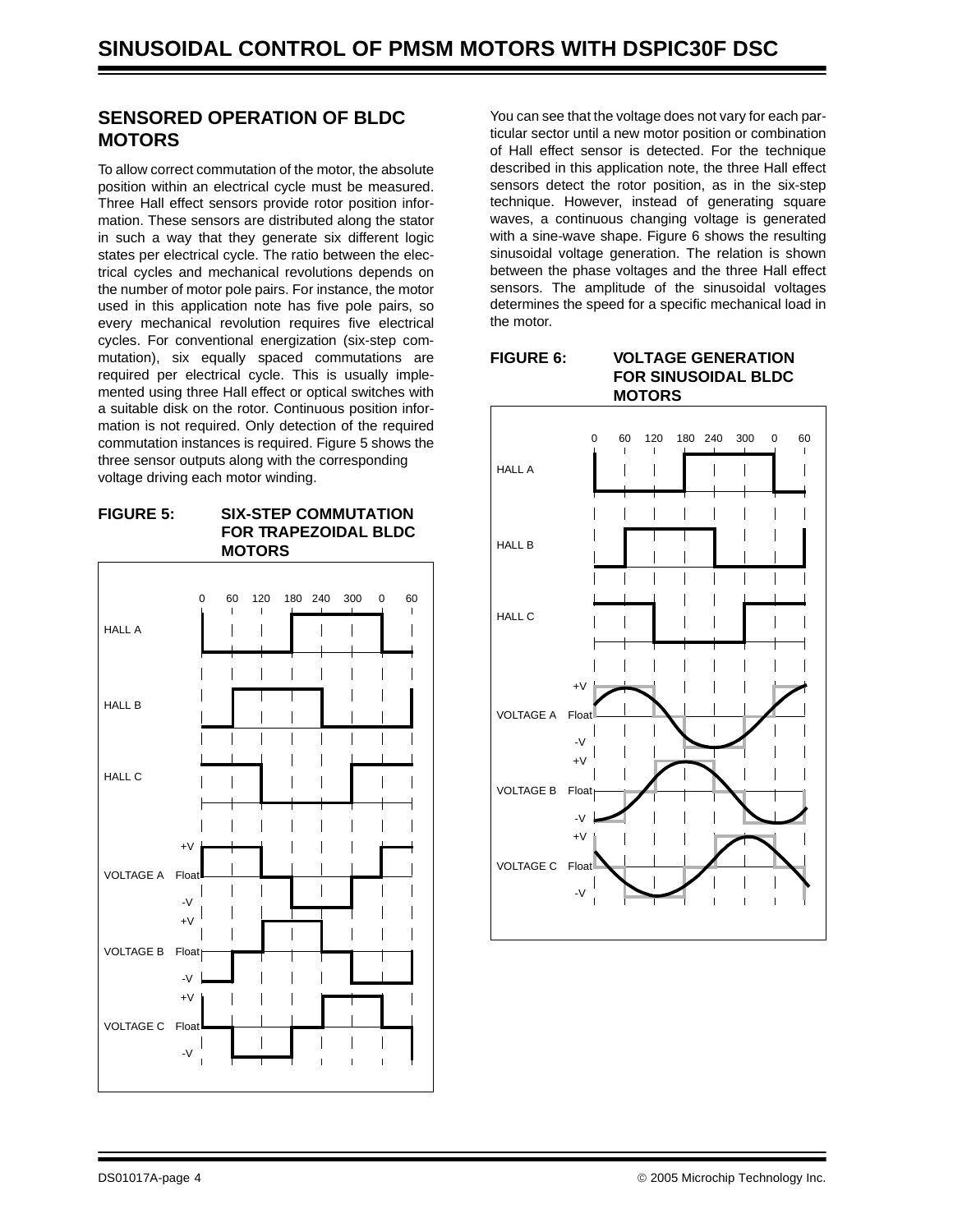## SENSORED OPERATION OF BLDC MOTORS

To allow correct commutation of the motor, the absolute position within an electrical cycle must be measured. Three Hall effect sensors provide rotor position information. These sensors are distributed along the stator in such a way that they generate six different logic states per electrical cycle. The ratio between the electrical cycles and mechanical revolutions depends on the number of motor pole pairs. For instance, the motor used in this application note has five pole pairs, so every mechanical revolution requires five electrical cycles. For conventional energization (six-step commutation), six equally spaced commutations are required per electrical cycle. This is usually implemented using three Hall effect or optical switches with a suitable disk on the rotor. Continuous position information is not required. Only detection of the required commutation instances is required. Figure 5 shows the three sensor outputs along with the corresponding voltage driving each motor winding.

**FIGURE 5: SIX-STEP COMMUTATION FOR TRAPEZOIDAL BLDC MOTORS**

You can see that the voltage does not vary for each particular sector until a new motor position or combination of Hall effect sensor is detected. For the technique described in this application note, the three Hall effect sensors detect the rotor position, as in the six-step technique. However, instead of generating square waves, a continuous changing voltage is generated with a sine-wave shape. Figure 6 shows the resulting sinusoidal voltage generation. The relation is shown between the phase voltages and the three Hall effect sensors. The amplitude of the sinusoidal voltages determines the speed for a specific mechanical load in the motor.

**FIGURE 6: VOLTAGE GENERATION FOR SINUSOIDAL BLDC MOTORS**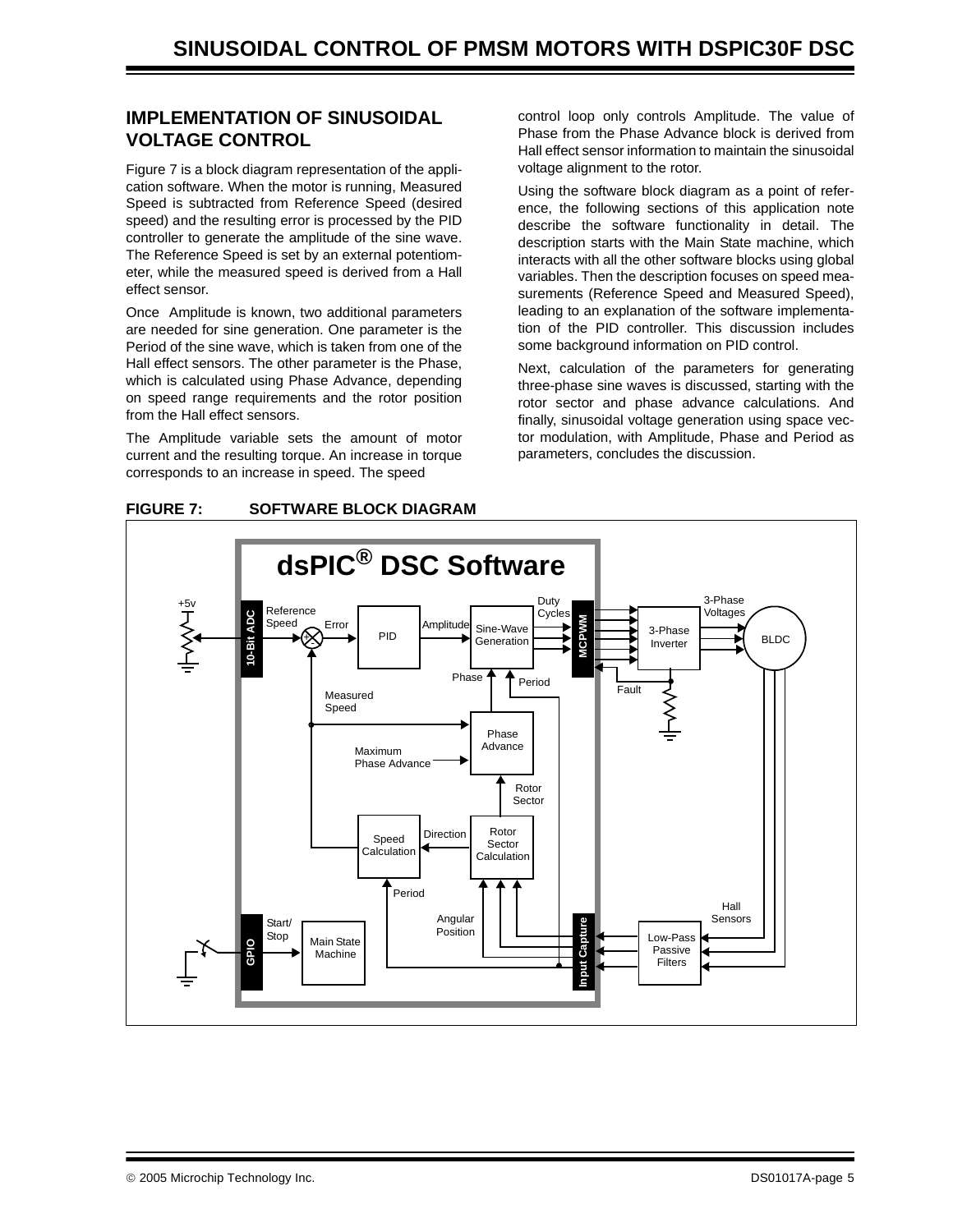## IMPLEMENTATION OF SINUSOIDAL VOLTAGE CONTROL

Figure 7 is a block diagram representation of the application software. When the motor is running, Measured Speed is subtracted from Reference Speed (desired speed) and the resulting error is processed by the PID controller to generate the amplitude of the sine wave. The Reference Speed is set by an external potentiometer, while the measured speed is derived from a Hall effect sensor.

Once Amplitude is known, two additional parameters are needed for sine generation. One parameter is the Period of the sine wave, which is taken from one of the Hall effect sensors. The other parameter is the Phase, which is calculated using Phase Advance, depending on speed range requirements and the rotor position from the Hall effect sensors.

The Amplitude variable sets the amount of motor current and the resulting torque. An increase in torque corresponds to an increase in speed. The speed control loop only controls Amplitude. The value of Phase from the Phase Advance block is derived from Hall effect sensor information to maintain the sinusoidal voltage alignment to the rotor.

Using the software block diagram as a point of reference, the following sections of this application note describe the software functionality in detail. The description starts with the Main State machine, which interacts with all the other software blocks using global variables. Then the description focuses on speed measurements (Reference Speed and Measured Speed), leading to an explanation of the software implementation of the PID controller. This discussion includes some background information on PID control.

Next, calculation of the parameters for generating three-phase sine waves is discussed, starting with the rotor sector and phase advance calculations. And finally, sinusoidal voltage generation using space vector modulation, with Amplitude, Phase and Period as parameters, concludes the discussion.

**FIGURE 7: SOFTWARE BLOCK DIAGRAM**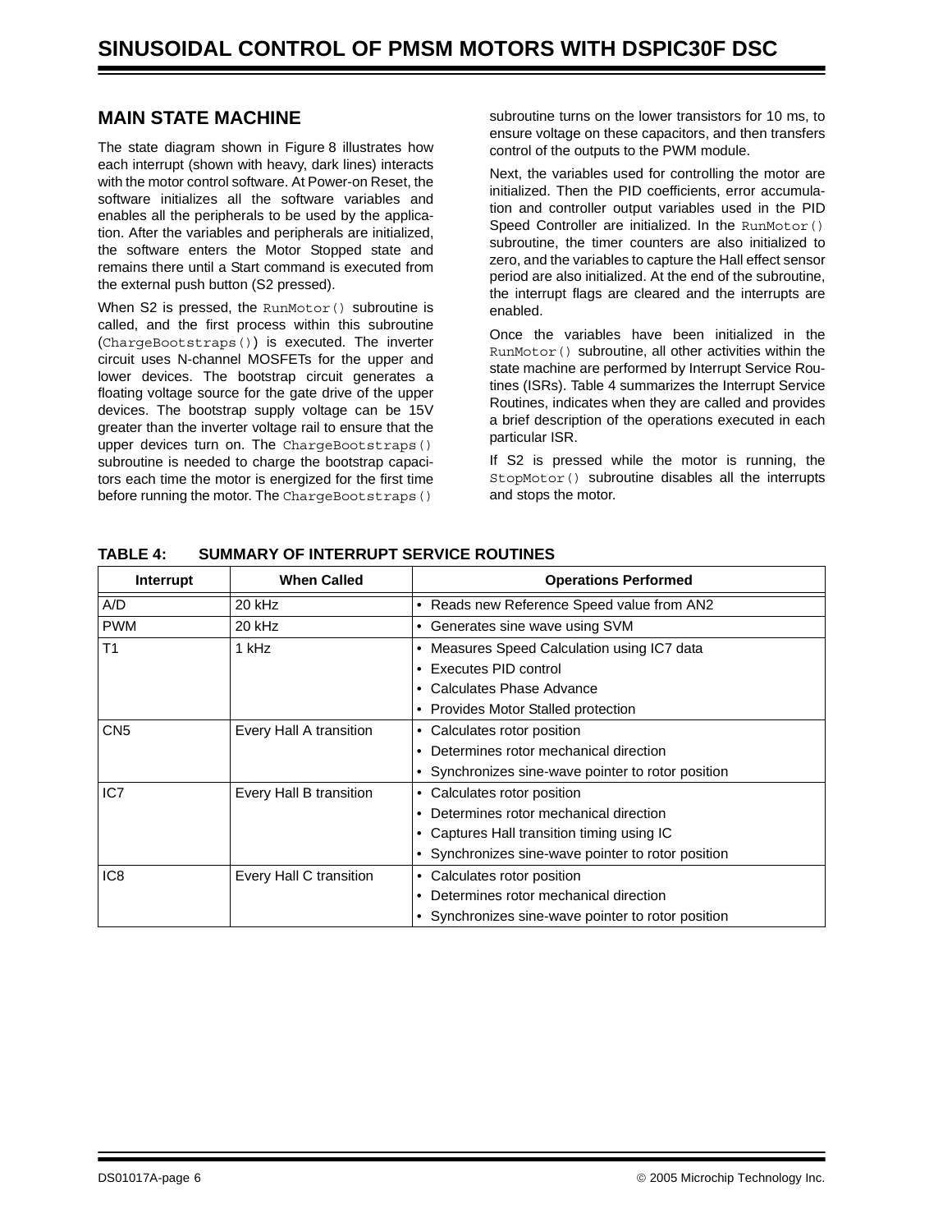## MAIN STATE MACHINE

The state diagram shown in Figure 8 illustrates how each interrupt (shown with heavy, dark lines) interacts with the motor control software. At Power-on Reset, the software initializes all the software variables and enables all the peripherals to be used by the application. After the variables and peripherals are initialized, the software enters the Motor Stopped state and remains there until a Start command is executed from the external push button (S2 pressed).

When S2 is pressed, the `RunMotor()` subroutine is called, and the first process within this subroutine (`ChargeBootstraps()`) is executed. The inverter circuit uses N-channel MOSFETs for the upper and lower devices. The bootstrap circuit generates a floating voltage source for the gate drive of the upper devices. The bootstrap supply voltage can be 15V greater than the inverter voltage rail to ensure that the upper devices turn on. The `ChargeBootstraps()` subroutine is needed to charge the bootstrap capacitors each time the motor is energized for the first time before running the motor. The `ChargeBootstraps()` subroutine turns on the lower transistors for 10 ms, to ensure voltage on these capacitors, and then transfers control of the outputs to the PWM module.

Next, the variables used for controlling the motor are initialized. Then the PID coefficients, error accumulation and controller output variables used in the PID Speed Controller are initialized. In the `RunMotor()` subroutine, the timer counters are also initialized to zero, and the variables to capture the Hall effect sensor period are also initialized. At the end of the subroutine, the interrupt flags are cleared and the interrupts are enabled.

Once the variables have been initialized in the `RunMotor()` subroutine, all other activities within the state machine are performed by Interrupt Service Routines (ISRs). Table 4 summarizes the Interrupt Service Routines, indicates when they are called and provides a brief description of the operations executed in each particular ISR.

If S2 is pressed while the motor is running, the `StopMotor()` subroutine disables all the interrupts and stops the motor.

**TABLE 4: SUMMARY OF INTERRUPT SERVICE ROUTINES**

| Interrupt | When Called | Operations Performed |
|---|---|---|
| A/D | 20 kHz | • Reads new Reference Speed value from AN2 |
| PWM | 20 kHz | • Generates sine wave using SVM |
| T1 | 1 kHz | • Measures Speed Calculation using IC7 data<br>• Executes PID control<br>• Calculates Phase Advance<br>• Provides Motor Stalled protection |
| CN5 | Every Hall A transition | • Calculates rotor position<br>• Determines rotor mechanical direction<br>• Synchronizes sine-wave pointer to rotor position |
| IC7 | Every Hall B transition | • Calculates rotor position<br>• Determines rotor mechanical direction<br>• Captures Hall transition timing using IC<br>• Synchronizes sine-wave pointer to rotor position |
| IC8 | Every Hall C transition | • Calculates rotor position<br>• Determines rotor mechanical direction<br>• Synchronizes sine-wave pointer to rotor position |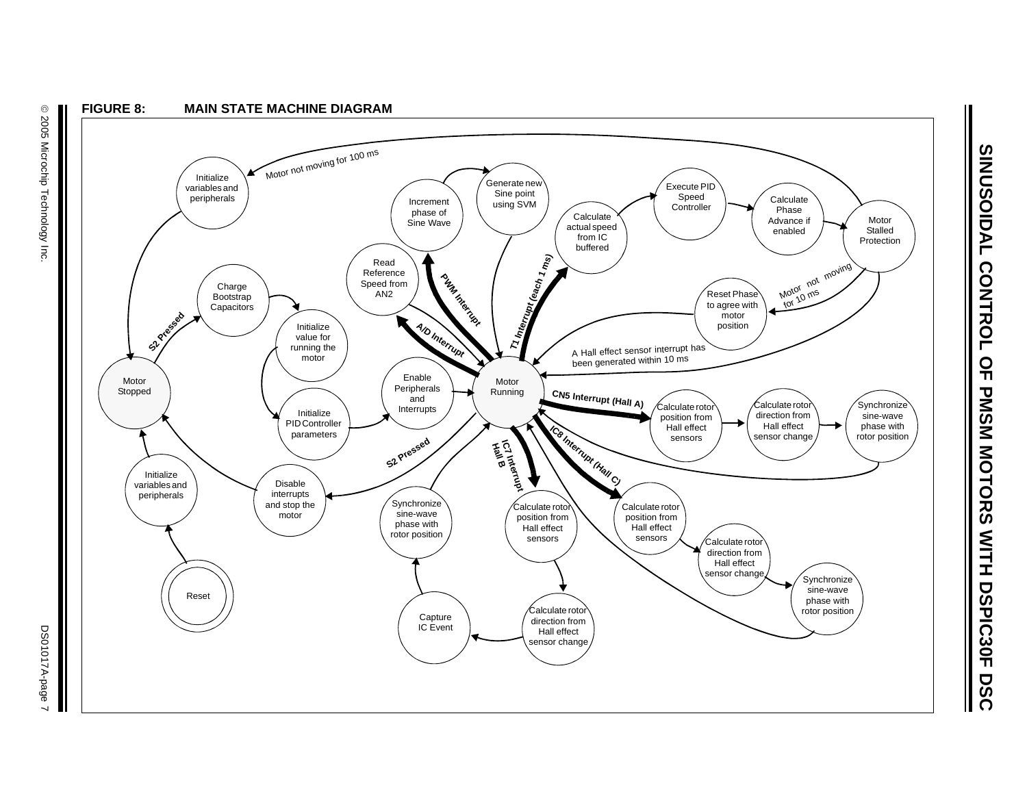**FIGURE 8: MAIN STATE MACHINE DIAGRAM**

Reset → Initialize variables and peripherals → Motor Stopped

Motor Stopped —S2 Pressed→ Charge Bootstrap Capacitors → Initialize value for running the motor → Initialize PID Controller parameters → Enable Peripherals and Interrupts → Motor Running

Motor Running —S2 Pressed→ Disable interrupts and stop the motor → Motor Stopped

Motor Running —PWM Interrupt→ Increment phase of Sine Wave → Generate new Sine point using SVM → Motor Running

Motor Running —A/D Interrupt→ Read Reference Speed from AN2

Motor Running —T1 Interrupt (each 1 ms)→ Calculate actual speed from IC buffered → Execute PID Speed Controller → Calculate Phase Advance if enabled → Motor Stalled Protection

Motor Stalled Protection —Motor not moving for 10 ms→ Reset Phase to agree with motor position → Motor Running

Motor Stalled Protection —A Hall effect sensor interrupt has been generated within 10 ms→ Motor Running

Motor Stalled Protection —Motor not moving for 100 ms→ Initialize variables and peripherals → Motor Stopped

Motor Running —CN5 Interrupt (Hall A)→ Calculate rotor position from Hall effect sensors → Calculate rotor direction from Hall effect sensor change → Synchronize sine-wave phase with rotor position → Motor Running

Motor Running —IC7 Interrupt Hall B→ Calculate rotor position from Hall effect sensors → Calculate rotor direction from Hall effect sensor change → Capture IC Event → Synchronize sine-wave phase with rotor position → Motor Running

Motor Running —IC8 Interrupt (Hall C)→ Calculate rotor position from Hall effect sensors → Calculate rotor direction from Hall effect sensor change → Synchronize sine-wave phase with rotor position → Motor Running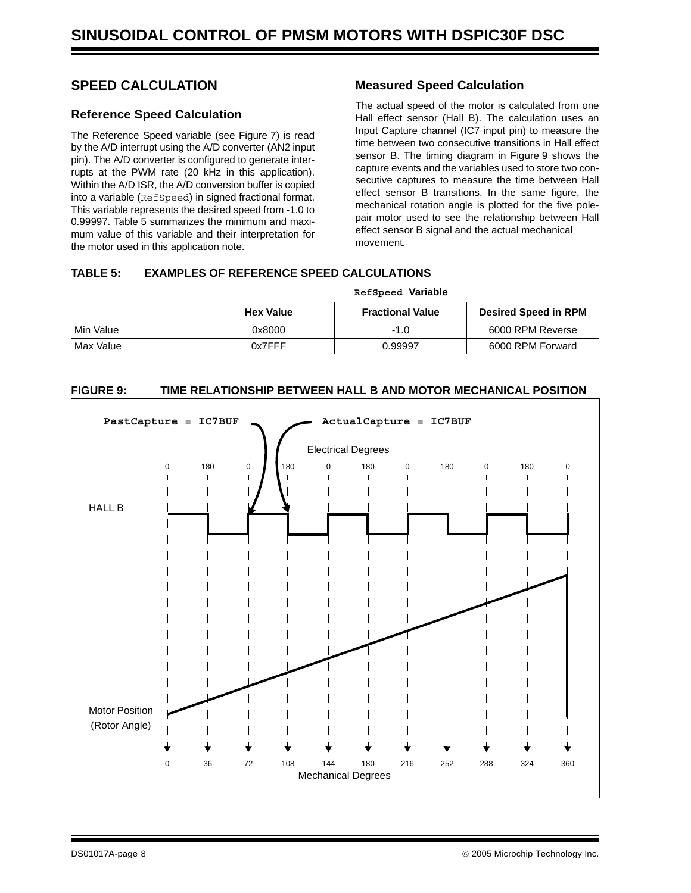## SPEED CALCULATION

### Reference Speed Calculation

The Reference Speed variable (see Figure 7) is read by the A/D interrupt using the A/D converter (AN2 input pin). The A/D converter is configured to generate interrupts at the PWM rate (20 kHz in this application). Within the A/D ISR, the A/D conversion buffer is copied into a variable (`RefSpeed`) in signed fractional format. This variable represents the desired speed from -1.0 to 0.99997. Table 5 summarizes the minimum and maximum value of this variable and their interpretation for the motor used in this application note.

### Measured Speed Calculation

The actual speed of the motor is calculated from one Hall effect sensor (Hall B). The calculation uses an Input Capture channel (IC7 input pin) to measure the time between two consecutive transitions in Hall effect sensor B. The timing diagram in Figure 9 shows the capture events and the variables used to store two consecutive captures to measure the time between Hall effect sensor B transitions. In the same figure, the mechanical rotation angle is plotted for the five pole-pair motor used to see the relationship between Hall effect sensor B signal and the actual mechanical movement.

**TABLE 5: EXAMPLES OF REFERENCE SPEED CALCULATIONS**

| | `RefSpeed` Variable | | |
|---|---|---|---|
| | **Hex Value** | **Fractional Value** | **Desired Speed in RPM** |
| Min Value | 0x8000 | -1.0 | 6000 RPM Reverse |
| Max Value | 0x7FFF | 0.99997 | 6000 RPM Forward |

**FIGURE 9: TIME RELATIONSHIP BETWEEN HALL B AND MOTOR MECHANICAL POSITION**

`PastCapture = IC7BUF` `ActualCapture = IC7BUF`

Electrical Degrees: 0 180 0 180 0 180 0 180 0 180 0

HALL B

Motor Position (Rotor Angle)

Mechanical Degrees: 0 36 72 108 144 180 216 252 288 324 360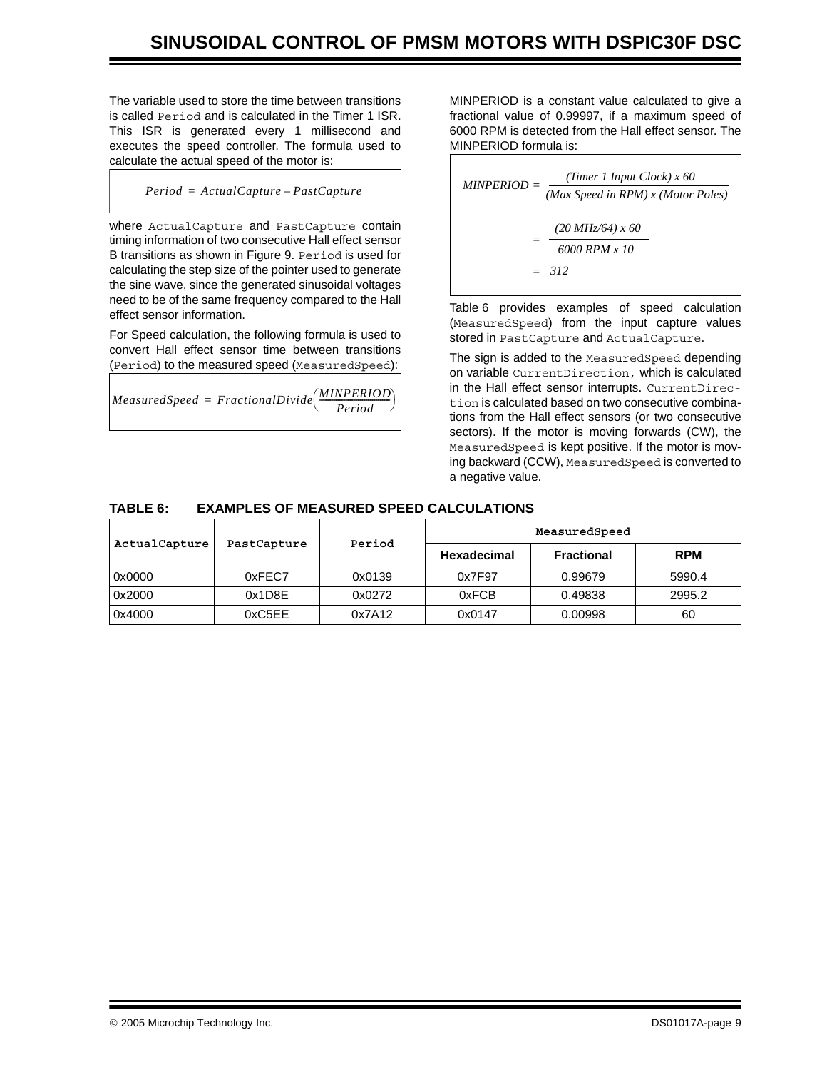The variable used to store the time between transitions is called `Period` and is calculated in the Timer 1 ISR. This ISR is generated every 1 millisecond and executes the speed controller. The formula used to calculate the actual speed of the motor is:

$$Period = ActualCapture - PastCapture$$

where `ActualCapture` and `PastCapture` contain timing information of two consecutive Hall effect sensor B transitions as shown in Figure 9. `Period` is used for calculating the step size of the pointer used to generate the sine wave, since the generated sinusoidal voltages need to be of the same frequency compared to the Hall effect sensor information.

For Speed calculation, the following formula is used to convert Hall effect sensor time between transitions (`Period`) to the measured speed (`MeasuredSpeed`):

$$MeasuredSpeed = FractionalDivide\left(\frac{MINPERIOD}{Period}\right)$$

MINPERIOD is a constant value calculated to give a fractional value of 0.99997, if a maximum speed of 6000 RPM is detected from the Hall effect sensor. The MINPERIOD formula is:

$$MINPERIOD = \frac{(Timer\ 1\ Input\ Clock)\ x\ 60}{(Max\ Speed\ in\ RPM)\ x\ (Motor\ Poles)}$$

$$= \frac{(20\ MHz/64)\ x\ 60}{6000\ RPM\ x\ 10}$$

$$= 312$$

Table 6 provides examples of speed calculation (`MeasuredSpeed`) from the input capture values stored in `PastCapture` and `ActualCapture`.

The sign is added to the `MeasuredSpeed` depending on variable `CurrentDirection`, which is calculated in the Hall effect sensor interrupts. `CurrentDirection` is calculated based on two consecutive combinations from the Hall effect sensors (or two consecutive sectors). If the motor is moving forwards (CW), the `MeasuredSpeed` is kept positive. If the motor is moving backward (CCW), `MeasuredSpeed` is converted to a negative value.

**TABLE 6: EXAMPLES OF MEASURED SPEED CALCULATIONS**

| ActualCapture | PastCapture | Period | MeasuredSpeed | | |
|---|---|---|---|---|---|
| | | | Hexadecimal | Fractional | RPM |
| 0x0000 | 0xFEC7 | 0x0139 | 0x7F97 | 0.99679 | 5990.4 |
| 0x2000 | 0x1D8E | 0x0272 | 0xFCB | 0.49838 | 2995.2 |
| 0x4000 | 0xC5EE | 0x7A12 | 0x0147 | 0.00998 | 60 |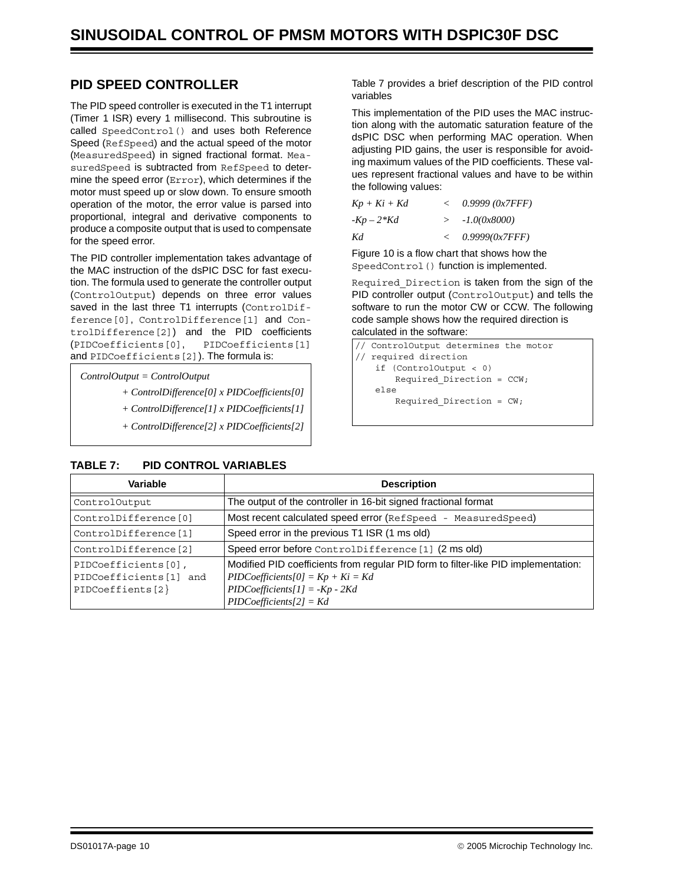## PID SPEED CONTROLLER

The PID speed controller is executed in the T1 interrupt (Timer 1 ISR) every 1 millisecond. This subroutine is called `SpeedControl()` and uses both Reference Speed (`RefSpeed`) and the actual speed of the motor (`MeasuredSpeed`) in signed fractional format. `MeasuredSpeed` is subtracted from `RefSpeed` to determine the speed error (`Error`), which determines if the motor must speed up or slow down. To ensure smooth operation of the motor, the error value is parsed into proportional, integral and derivative components to produce a composite output that is used to compensate for the speed error.

The PID controller implementation takes advantage of the MAC instruction of the dsPIC DSC for fast execution. The formula used to generate the controller output (`ControlOutput`) depends on three error values saved in the last three T1 interrupts (`ControlDifference[0]`, `ControlDifference[1]` and `ControlDifference[2]`) and the PID coefficients (`PIDCoefficients[0]`, `PIDCoefficients[1]` and `PIDCoefficients[2]`). The formula is:

$$
\begin{aligned}
ControlOutput = ControlOutput & \\
&+ ControlDifference[0] \times PIDCoefficients[0] \\
&+ ControlDifference[1] \times PIDCoefficients[1] \\
&+ ControlDifference[2] \times PIDCoefficients[2]
\end{aligned}
$$

Table 7 provides a brief description of the PID control variables

This implementation of the PID uses the MAC instruction along with the automatic saturation feature of the dsPIC DSC when performing MAC operation. When adjusting PID gains, the user is responsible for avoiding maximum values of the PID coefficients. These values represent fractional values and have to be within the following values:

$$Kp + Ki + Kd \quad < \quad 0.9999\ (0x7FFF)$$

$$-Kp - 2*Kd \quad > \quad -1.0(0x8000)$$

$$Kd \quad < \quad 0.9999(0x7FFF)$$

Figure 10 is a flow chart that shows how the `SpeedControl()` function is implemented.

`Required_Direction` is taken from the sign of the PID controller output (`ControlOutput`) and tells the software to run the motor CW or CCW. The following code sample shows how the required direction is calculated in the software:

```
// ControlOutput determines the motor
// required direction
    if (ControlOutput < 0)
        Required_Direction = CCW;
    else
        Required_Direction = CW;
```

**TABLE 7: PID CONTROL VARIABLES**

| Variable | Description |
|---|---|
| `ControlOutput` | The output of the controller in 16-bit signed fractional format |
| `ControlDifference[0]` | Most recent calculated speed error (`RefSpeed - MeasuredSpeed`) |
| `ControlDifference[1]` | Speed error in the previous T1 ISR (1 ms old) |
| `ControlDifference[2]` | Speed error before `ControlDifference[1]` (2 ms old) |
| `PIDCoefficients[0]`, `PIDCoefficients[1]` and `PIDCoeffients[2}` | Modified PID coefficients from regular PID form to filter-like PID implementation: <br> $PIDCoefficients[0] = Kp + Ki = Kd$ <br> $PIDCoefficients[1] = -Kp - 2Kd$ <br> $PIDCoefficients[2] = Kd$ |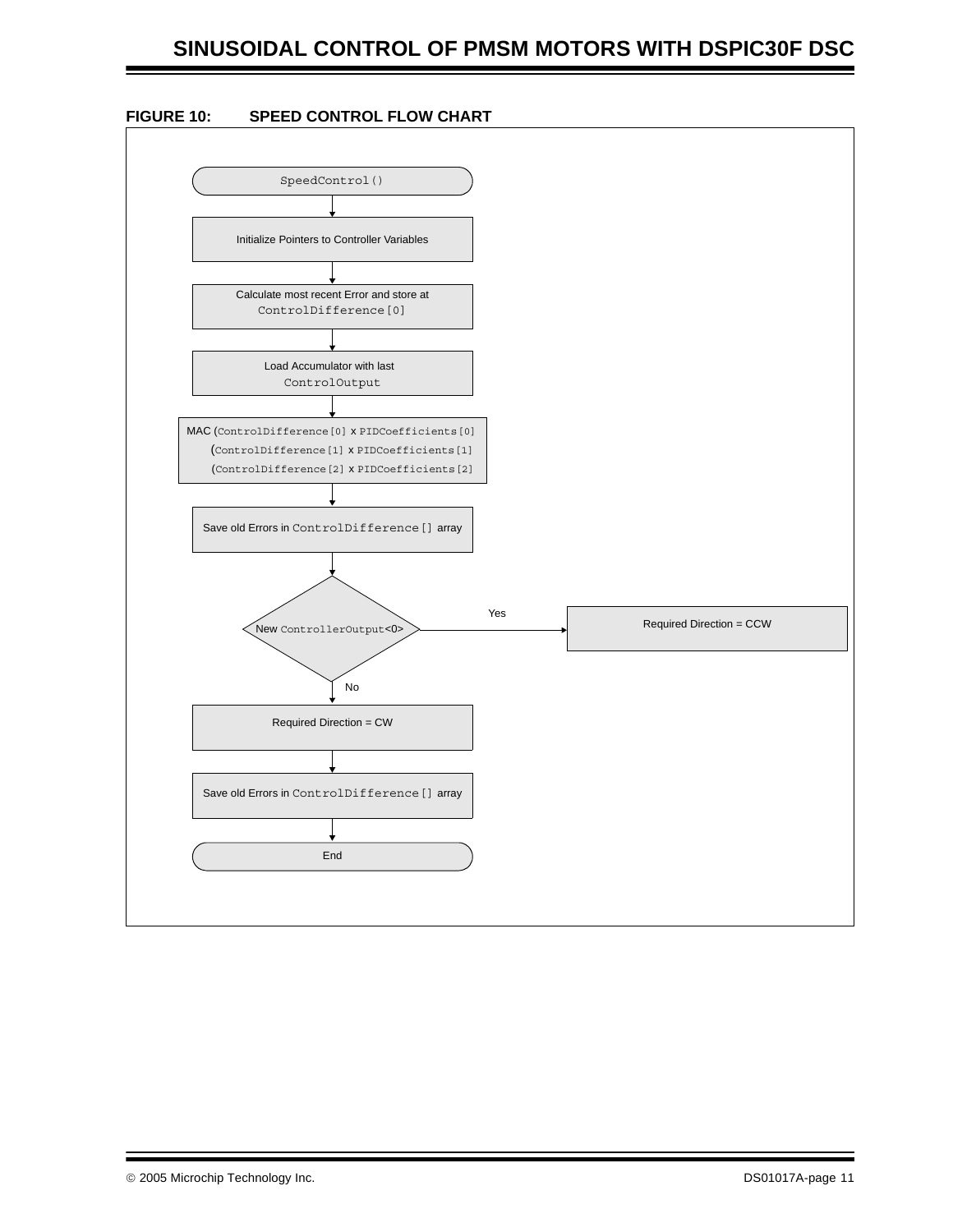**FIGURE 10: SPEED CONTROL FLOW CHART**

SpeedControl()

Initialize Pointers to Controller Variables

Calculate most recent Error and store at ControlDifference[0]

Load Accumulator with last ControlOutput

MAC (ControlDifference[0] x PIDCoefficients[0]
(ControlDifference[1] x PIDCoefficients[1]
(ControlDifference[2] x PIDCoefficients[2]

Save old Errors in ControlDifference[] array

New ControllerOutput<0>

Yes

Required Direction = CCW

No

Required Direction = CW

Save old Errors in ControlDifference[] array

End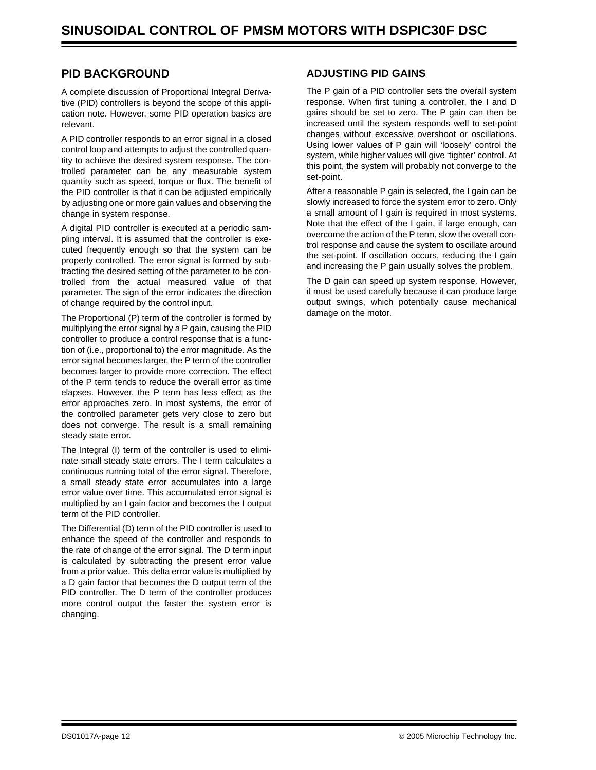## PID BACKGROUND

A complete discussion of Proportional Integral Derivative (PID) controllers is beyond the scope of this application note. However, some PID operation basics are relevant.

A PID controller responds to an error signal in a closed control loop and attempts to adjust the controlled quantity to achieve the desired system response. The controlled parameter can be any measurable system quantity such as speed, torque or flux. The benefit of the PID controller is that it can be adjusted empirically by adjusting one or more gain values and observing the change in system response.

A digital PID controller is executed at a periodic sampling interval. It is assumed that the controller is executed frequently enough so that the system can be properly controlled. The error signal is formed by subtracting the desired setting of the parameter to be controlled from the actual measured value of that parameter. The sign of the error indicates the direction of change required by the control input.

The Proportional (P) term of the controller is formed by multiplying the error signal by a P gain, causing the PID controller to produce a control response that is a function of (i.e., proportional to) the error magnitude. As the error signal becomes larger, the P term of the controller becomes larger to provide more correction. The effect of the P term tends to reduce the overall error as time elapses. However, the P term has less effect as the error approaches zero. In most systems, the error of the controlled parameter gets very close to zero but does not converge. The result is a small remaining steady state error.

The Integral (I) term of the controller is used to eliminate small steady state errors. The I term calculates a continuous running total of the error signal. Therefore, a small steady state error accumulates into a large error value over time. This accumulated error signal is multiplied by an I gain factor and becomes the I output term of the PID controller.

The Differential (D) term of the PID controller is used to enhance the speed of the controller and responds to the rate of change of the error signal. The D term input is calculated by subtracting the present error value from a prior value. This delta error value is multiplied by a D gain factor that becomes the D output term of the PID controller. The D term of the controller produces more control output the faster the system error is changing.

## ADJUSTING PID GAINS

The P gain of a PID controller sets the overall system response. When first tuning a controller, the I and D gains should be set to zero. The P gain can then be increased until the system responds well to set-point changes without excessive overshoot or oscillations. Using lower values of P gain will 'loosely' control the system, while higher values will give 'tighter' control. At this point, the system will probably not converge to the set-point.

After a reasonable P gain is selected, the I gain can be slowly increased to force the system error to zero. Only a small amount of I gain is required in most systems. Note that the effect of the I gain, if large enough, can overcome the action of the P term, slow the overall control response and cause the system to oscillate around the set-point. If oscillation occurs, reducing the I gain and increasing the P gain usually solves the problem.

The D gain can speed up system response. However, it must be used carefully because it can produce large output swings, which potentially cause mechanical damage on the motor.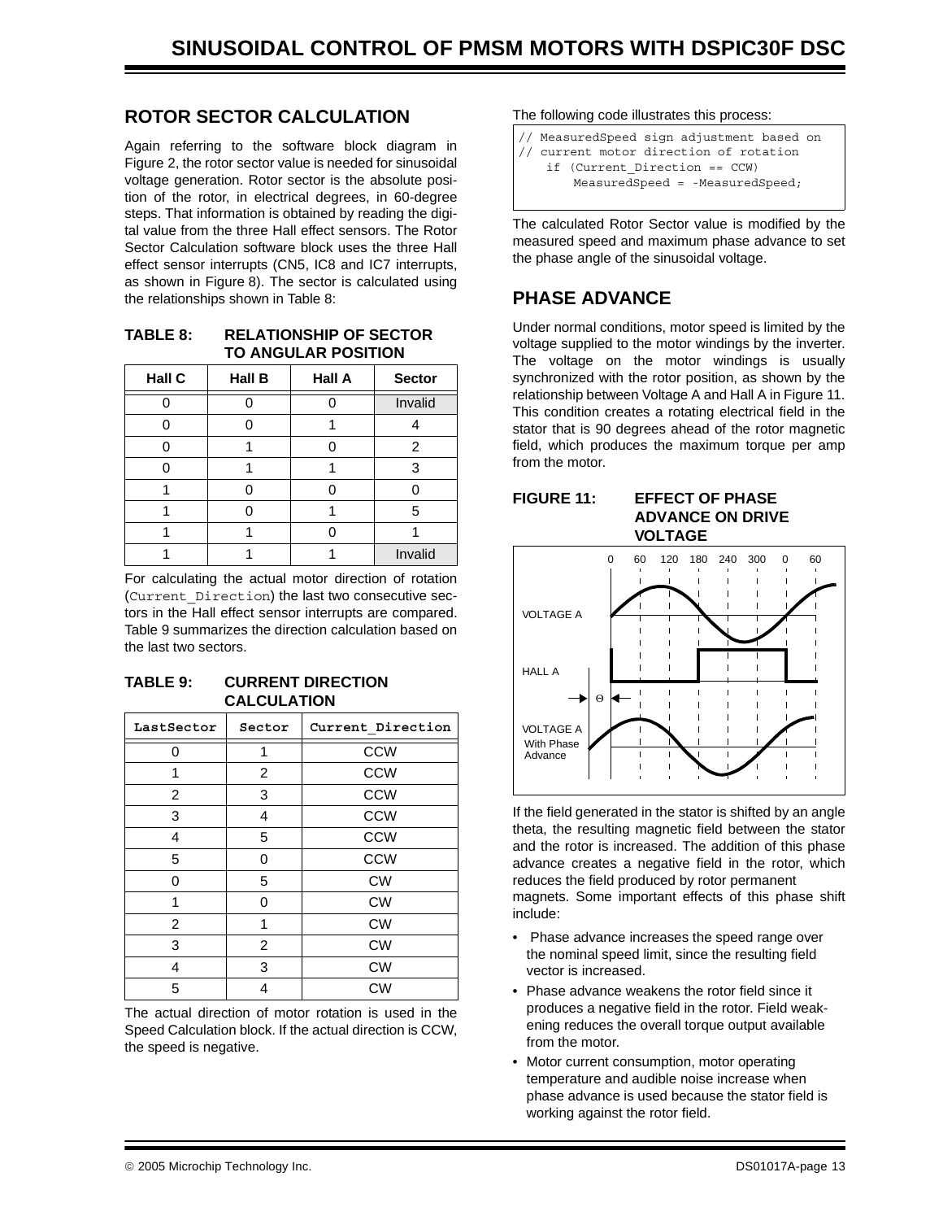## ROTOR SECTOR CALCULATION

Again referring to the software block diagram in Figure 2, the rotor sector value is needed for sinusoidal voltage generation. Rotor sector is the absolute position of the rotor, in electrical degrees, in 60-degree steps. That information is obtained by reading the digital value from the three Hall effect sensors. The Rotor Sector Calculation software block uses the three Hall effect sensor interrupts (CN5, IC8 and IC7 interrupts, as shown in Figure 8). The sector is calculated using the relationships shown in Table 8:

**TABLE 8: RELATIONSHIP OF SECTOR TO ANGULAR POSITION**

| Hall C | Hall B | Hall A | Sector |
|---|---|---|---|
| 0 | 0 | 0 | Invalid |
| 0 | 0 | 1 | 4 |
| 0 | 1 | 0 | 2 |
| 0 | 1 | 1 | 3 |
| 1 | 0 | 0 | 0 |
| 1 | 0 | 1 | 5 |
| 1 | 1 | 0 | 1 |
| 1 | 1 | 1 | Invalid |

For calculating the actual motor direction of rotation (`Current_Direction`) the last two consecutive sectors in the Hall effect sensor interrupts are compared. Table 9 summarizes the direction calculation based on the last two sectors.

**TABLE 9: CURRENT DIRECTION CALCULATION**

| LastSector | Sector | Current_Direction |
|---|---|---|
| 0 | 1 | CCW |
| 1 | 2 | CCW |
| 2 | 3 | CCW |
| 3 | 4 | CCW |
| 4 | 5 | CCW |
| 5 | 0 | CCW |
| 0 | 5 | CW |
| 1 | 0 | CW |
| 2 | 1 | CW |
| 3 | 2 | CW |
| 4 | 3 | CW |
| 5 | 4 | CW |

The actual direction of motor rotation is used in the Speed Calculation block. If the actual direction is CCW, the speed is negative.

The following code illustrates this process:

```
// MeasuredSpeed sign adjustment based on
// current motor direction of rotation
    if (Current_Direction == CCW)
        MeasuredSpeed = -MeasuredSpeed;
```

The calculated Rotor Sector value is modified by the measured speed and maximum phase advance to set the phase angle of the sinusoidal voltage.

## PHASE ADVANCE

Under normal conditions, motor speed is limited by the voltage supplied to the motor windings by the inverter. The voltage on the motor windings is usually synchronized with the rotor position, as shown by the relationship between Voltage A and Hall A in Figure 11. This condition creates a rotating electrical field in the stator that is 90 degrees ahead of the rotor magnetic field, which produces the maximum torque per amp from the motor.

**FIGURE 11: EFFECT OF PHASE ADVANCE ON DRIVE VOLTAGE**

If the field generated in the stator is shifted by an angle theta, the resulting magnetic field between the stator and the rotor is increased. The addition of this phase advance creates a negative field in the rotor, which reduces the field produced by rotor permanent magnets. Some important effects of this phase shift include:

- Phase advance increases the speed range over the nominal speed limit, since the resulting field vector is increased.
- Phase advance weakens the rotor field since it produces a negative field in the rotor. Field weakening reduces the overall torque output available from the motor.
- Motor current consumption, motor operating temperature and audible noise increase when phase advance is used because the stator field is working against the rotor field.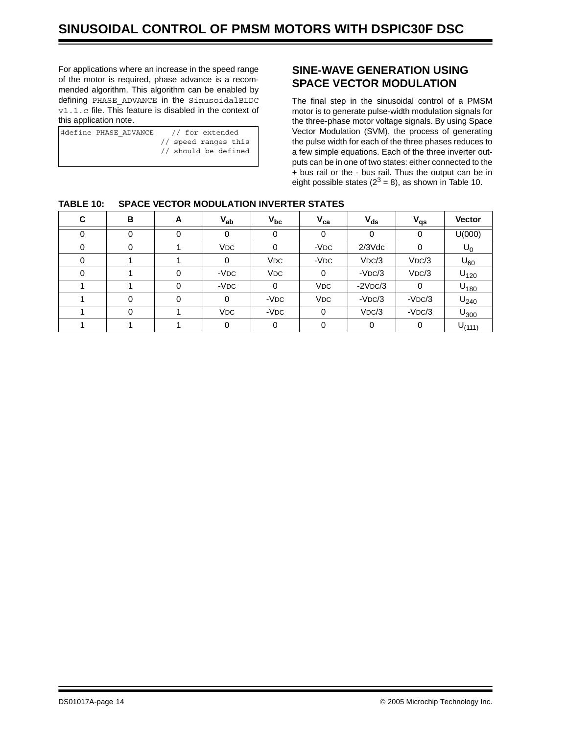For applications where an increase in the speed range of the motor is required, phase advance is a recommended algorithm. This algorithm can be enabled by defining `PHASE_ADVANCE` in the `SinusoidalBLDC v1.1.c` file. This feature is disabled in the context of this application note.

```
#define PHASE_ADVANCE    // for extended
                         // speed ranges this
                         // should be defined
```

## SINE-WAVE GENERATION USING SPACE VECTOR MODULATION

The final step in the sinusoidal control of a PMSM motor is to generate pulse-width modulation signals for the three-phase motor voltage signals. By using Space Vector Modulation (SVM), the process of generating the pulse width for each of the three phases reduces to a few simple equations. Each of the three inverter outputs can be in one of two states: either connected to the + bus rail or the - bus rail. Thus the output can be in eight possible states ($2^3 = 8$), as shown in Table 10.

**TABLE 10: SPACE VECTOR MODULATION INVERTER STATES**

| C | B | A | $V_{ab}$ | $V_{bc}$ | $V_{ca}$ | $V_{ds}$ | $V_{qs}$ | Vector |
|---|---|---|---|---|---|---|---|---|
| 0 | 0 | 0 | 0 | 0 | 0 | 0 | 0 | U(000) |
| 0 | 0 | 1 | $V_{DC}$ | 0 | $-V_{DC}$ | 2/3Vdc | 0 | $U_0$ |
| 0 | 1 | 1 | 0 | $V_{DC}$ | $-V_{DC}$ | $V_{DC}/3$ | $V_{DC}/3$ | $U_{60}$ |
| 0 | 1 | 0 | $-V_{DC}$ | $V_{DC}$ | 0 | $-V_{DC}/3$ | $V_{DC}/3$ | $U_{120}$ |
| 1 | 1 | 0 | $-V_{DC}$ | 0 | $V_{DC}$ | $-2V_{DC}/3$ | 0 | $U_{180}$ |
| 1 | 0 | 0 | 0 | $-V_{DC}$ | $V_{DC}$ | $-V_{DC}/3$ | $-V_{DC}/3$ | $U_{240}$ |
| 1 | 0 | 1 | $V_{DC}$ | $-V_{DC}$ | 0 | $V_{DC}/3$ | $-V_{DC}/3$ | $U_{300}$ |
| 1 | 1 | 1 | 0 | 0 | 0 | 0 | 0 | $U_{(111)}$ |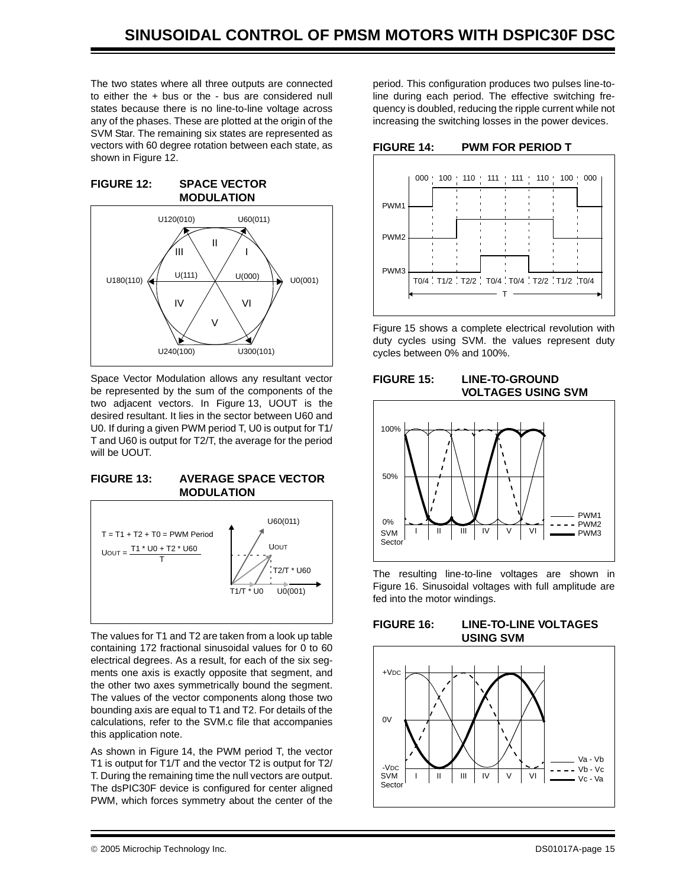The two states where all three outputs are connected to either the + bus or the - bus are considered null states because there is no line-to-line voltage across any of the phases. These are plotted at the origin of the SVM Star. The remaining six states are represented as vectors with 60 degree rotation between each state, as shown in Figure 12.

**FIGURE 12: SPACE VECTOR MODULATION**

Space Vector Modulation allows any resultant vector be represented by the sum of the components of the two adjacent vectors. In Figure 13, UOUT is the desired resultant. It lies in the sector between U60 and U0. If during a given PWM period T, U0 is output for T1/T and U60 is output for T2/T, the average for the period will be UOUT.

**FIGURE 13: AVERAGE SPACE VECTOR MODULATION**

The values for T1 and T2 are taken from a look up table containing 172 fractional sinusoidal values for 0 to 60 electrical degrees. As a result, for each of the six segments one axis is exactly opposite that segment, and the other two axes symmetrically bound the segment. The values of the vector components along those two bounding axis are equal to T1 and T2. For details of the calculations, refer to the SVM.c file that accompanies this application note.

As shown in Figure 14, the PWM period T, the vector T1 is output for T1/T and the vector T2 is output for T2/T. During the remaining time the null vectors are output. The dsPIC30F device is configured for center aligned PWM, which forces symmetry about the center of the period. This configuration produces two pulses line-to-line during each period. The effective switching frequency is doubled, reducing the ripple current while not increasing the switching losses in the power devices.

**FIGURE 14: PWM FOR PERIOD T**

Figure 15 shows a complete electrical revolution with duty cycles using SVM. the values represent duty cycles between 0% and 100%.

**FIGURE 15: LINE-TO-GROUND VOLTAGES USING SVM**

The resulting line-to-line voltages are shown in Figure 16. Sinusoidal voltages with full amplitude are fed into the motor windings.

**FIGURE 16: LINE-TO-LINE VOLTAGES USING SVM**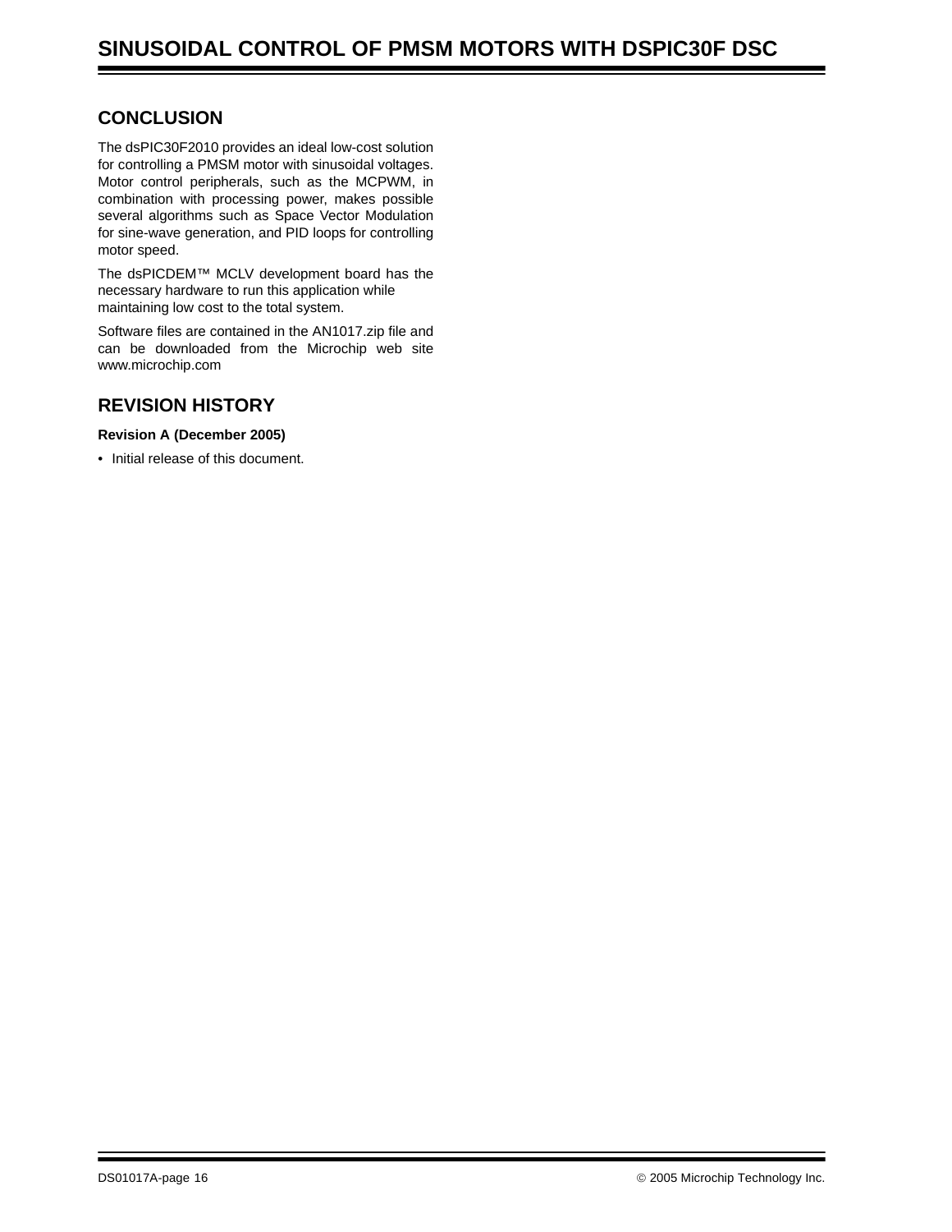## CONCLUSION

The dsPIC30F2010 provides an ideal low-cost solution for controlling a PMSM motor with sinusoidal voltages. Motor control peripherals, such as the MCPWM, in combination with processing power, makes possible several algorithms such as Space Vector Modulation for sine-wave generation, and PID loops for controlling motor speed.

The dsPICDEM™ MCLV development board has the necessary hardware to run this application while maintaining low cost to the total system.

Software files are contained in the AN1017.zip file and can be downloaded from the Microchip web site www.microchip.com

## REVISION HISTORY

**Revision A (December 2005)**

- Initial release of this document.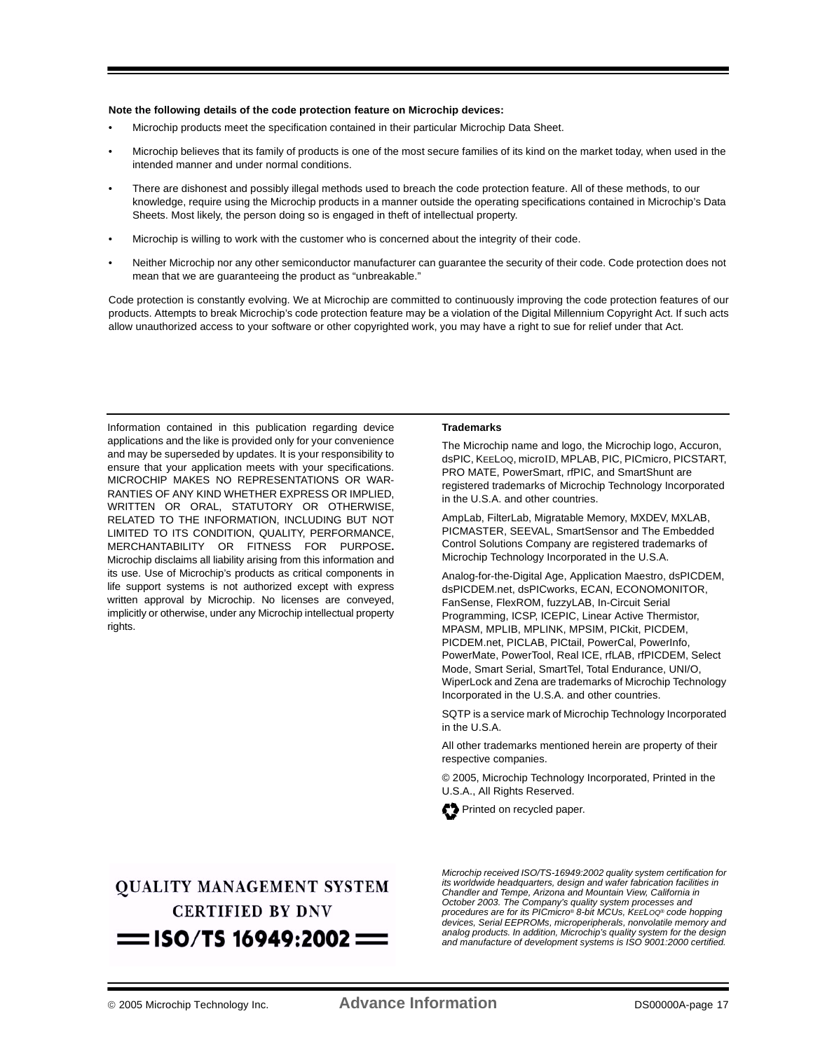**Note the following details of the code protection feature on Microchip devices:**

- Microchip products meet the specification contained in their particular Microchip Data Sheet.
- Microchip believes that its family of products is one of the most secure families of its kind on the market today, when used in the intended manner and under normal conditions.
- There are dishonest and possibly illegal methods used to breach the code protection feature. All of these methods, to our knowledge, require using the Microchip products in a manner outside the operating specifications contained in Microchip's Data Sheets. Most likely, the person doing so is engaged in theft of intellectual property.
- Microchip is willing to work with the customer who is concerned about the integrity of their code.
- Neither Microchip nor any other semiconductor manufacturer can guarantee the security of their code. Code protection does not mean that we are guaranteeing the product as "unbreakable."

Code protection is constantly evolving. We at Microchip are committed to continuously improving the code protection features of our products. Attempts to break Microchip's code protection feature may be a violation of the Digital Millennium Copyright Act. If such acts allow unauthorized access to your software or other copyrighted work, you may have a right to sue for relief under that Act.

Information contained in this publication regarding device applications and the like is provided only for your convenience and may be superseded by updates. It is your responsibility to ensure that your application meets with your specifications. MICROCHIP MAKES NO REPRESENTATIONS OR WARRANTIES OF ANY KIND WHETHER EXPRESS OR IMPLIED, WRITTEN OR ORAL, STATUTORY OR OTHERWISE, RELATED TO THE INFORMATION, INCLUDING BUT NOT LIMITED TO ITS CONDITION, QUALITY, PERFORMANCE, MERCHANTABILITY OR FITNESS FOR PURPOSE**.** Microchip disclaims all liability arising from this information and its use. Use of Microchip's products as critical components in life support systems is not authorized except with express written approval by Microchip. No licenses are conveyed, implicitly or otherwise, under any Microchip intellectual property rights.

**Trademarks**

The Microchip name and logo, the Microchip logo, Accuron, dsPIC, KEELOQ, microID, MPLAB, PIC, PICmicro, PICSTART, PRO MATE, PowerSmart, rfPIC, and SmartShunt are registered trademarks of Microchip Technology Incorporated in the U.S.A. and other countries.

AmpLab, FilterLab, Migratable Memory, MXDEV, MXLAB, PICMASTER, SEEVAL, SmartSensor and The Embedded Control Solutions Company are registered trademarks of Microchip Technology Incorporated in the U.S.A.

Analog-for-the-Digital Age, Application Maestro, dsPICDEM, dsPICDEM.net, dsPICworks, ECAN, ECONOMONITOR, FanSense, FlexROM, fuzzyLAB, In-Circuit Serial Programming, ICSP, ICEPIC, Linear Active Thermistor, MPASM, MPLIB, MPLINK, MPSIM, PICkit, PICDEM, PICDEM.net, PICLAB, PICtail, PowerCal, PowerInfo, PowerMate, PowerTool, Real ICE, rfLAB, rfPICDEM, Select Mode, Smart Serial, SmartTel, Total Endurance, UNI/O, WiperLock and Zena are trademarks of Microchip Technology Incorporated in the U.S.A. and other countries.

SQTP is a service mark of Microchip Technology Incorporated in the U.S.A.

All other trademarks mentioned herein are property of their respective companies.

© 2005, Microchip Technology Incorporated, Printed in the U.S.A., All Rights Reserved.

Printed on recycled paper.

QUALITY MANAGEMENT SYSTEM
CERTIFIED BY DNV
ISO/TS 16949:2002

*Microchip received ISO/TS-16949:2002 quality system certification for its worldwide headquarters, design and wafer fabrication facilities in Chandler and Tempe, Arizona and Mountain View, California in October 2003. The Company's quality system processes and procedures are for its PICmicro® 8-bit MCUs, KEELOQ® code hopping devices, Serial EEPROMs, microperipherals, nonvolatile memory and analog products. In addition, Microchip's quality system for the design and manufacture of development systems is ISO 9001:2000 certified.*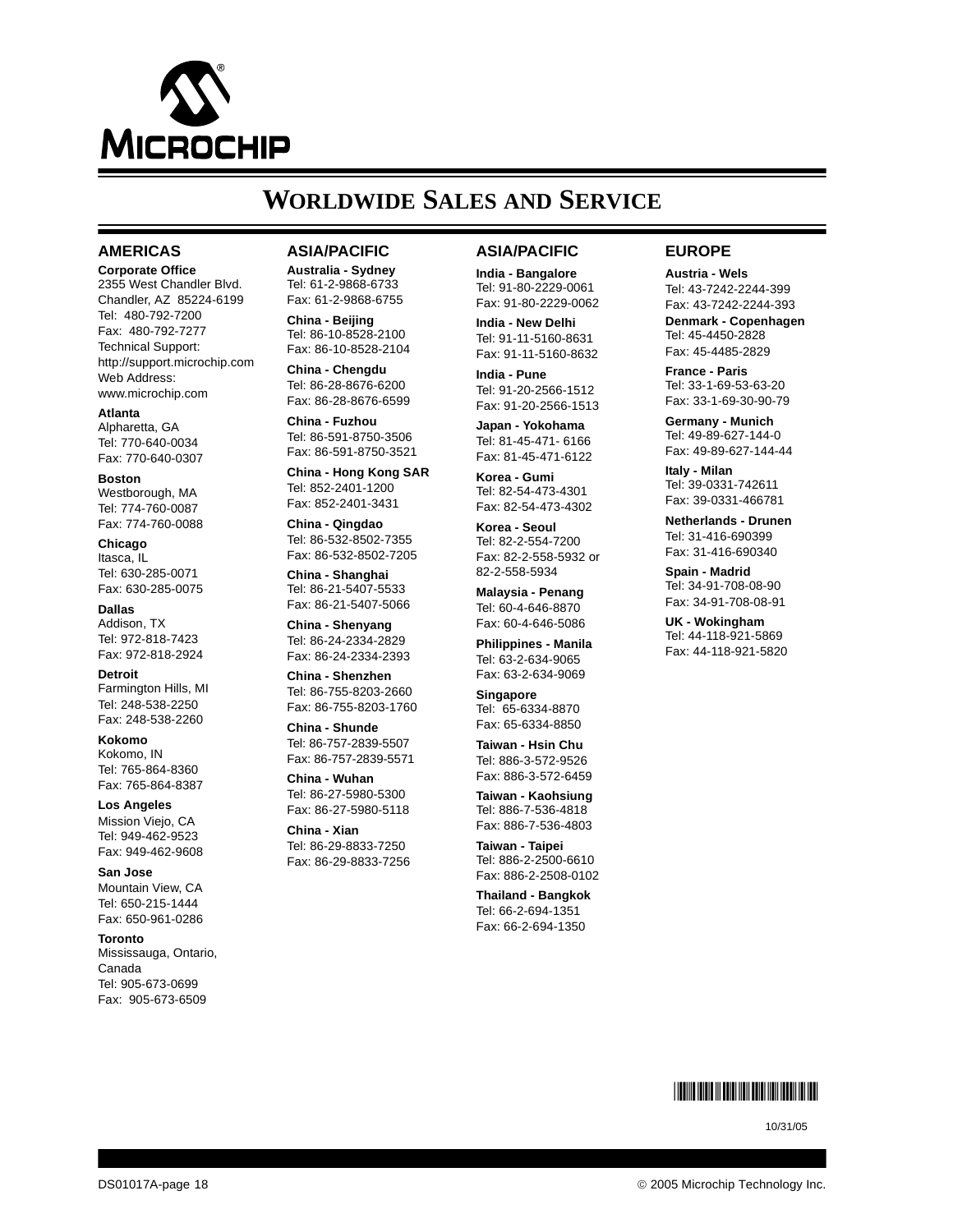MICROCHIP

# WORLDWIDE SALES AND SERVICE

## AMERICAS

**Corporate Office**
2355 West Chandler Blvd.
Chandler, AZ 85224-6199
Tel: 480-792-7200
Fax: 480-792-7277
Technical Support:
http://support.microchip.com
Web Address:
www.microchip.com

**Atlanta**
Alpharetta, GA
Tel: 770-640-0034
Fax: 770-640-0307

**Boston**
Westborough, MA
Tel: 774-760-0087
Fax: 774-760-0088

**Chicago**
Itasca, IL
Tel: 630-285-0071
Fax: 630-285-0075

**Dallas**
Addison, TX
Tel: 972-818-7423
Fax: 972-818-2924

**Detroit**
Farmington Hills, MI
Tel: 248-538-2250
Fax: 248-538-2260

**Kokomo**
Kokomo, IN
Tel: 765-864-8360
Fax: 765-864-8387

**Los Angeles**
Mission Viejo, CA
Tel: 949-462-9523
Fax: 949-462-9608

**San Jose**
Mountain View, CA
Tel: 650-215-1444
Fax: 650-961-0286

**Toronto**
Mississauga, Ontario,
Canada
Tel: 905-673-0699
Fax: 905-673-6509

## ASIA/PACIFIC

**Australia - Sydney**
Tel: 61-2-9868-6733
Fax: 61-2-9868-6755

**China - Beijing**
Tel: 86-10-8528-2100
Fax: 86-10-8528-2104

**China - Chengdu**
Tel: 86-28-8676-6200
Fax: 86-28-8676-6599

**China - Fuzhou**
Tel: 86-591-8750-3506
Fax: 86-591-8750-3521

**China - Hong Kong SAR**
Tel: 852-2401-1200
Fax: 852-2401-3431

**China - Qingdao**
Tel: 86-532-8502-7355
Fax: 86-532-8502-7205

**China - Shanghai**
Tel: 86-21-5407-5533
Fax: 86-21-5407-5066

**China - Shenyang**
Tel: 86-24-2334-2829
Fax: 86-24-2334-2393

**China - Shenzhen**
Tel: 86-755-8203-2660
Fax: 86-755-8203-1760

**China - Shunde**
Tel: 86-757-2839-5507
Fax: 86-757-2839-5571

**China - Wuhan**
Tel: 86-27-5980-5300
Fax: 86-27-5980-5118

**China - Xian**
Tel: 86-29-8833-7250
Fax: 86-29-8833-7256

## ASIA/PACIFIC

**India - Bangalore**
Tel: 91-80-2229-0061
Fax: 91-80-2229-0062

**India - New Delhi**
Tel: 91-11-5160-8631
Fax: 91-11-5160-8632

**India - Pune**
Tel: 91-20-2566-1512
Fax: 91-20-2566-1513

**Japan - Yokohama**
Tel: 81-45-471- 6166
Fax: 81-45-471-6122

**Korea - Gumi**
Tel: 82-54-473-4301
Fax: 82-54-473-4302

**Korea - Seoul**
Tel: 82-2-554-7200
Fax: 82-2-558-5932 or
82-2-558-5934

**Malaysia - Penang**
Tel: 60-4-646-8870
Fax: 60-4-646-5086

**Philippines - Manila**
Tel: 63-2-634-9065
Fax: 63-2-634-9069

**Singapore**
Tel: 65-6334-8870
Fax: 65-6334-8850

**Taiwan - Hsin Chu**
Tel: 886-3-572-9526
Fax: 886-3-572-6459

**Taiwan - Kaohsiung**
Tel: 886-7-536-4818
Fax: 886-7-536-4803

**Taiwan - Taipei**
Tel: 886-2-2500-6610
Fax: 886-2-2508-0102

**Thailand - Bangkok**
Tel: 66-2-694-1351
Fax: 66-2-694-1350

## EUROPE

**Austria - Wels**
Tel: 43-7242-2244-399
Fax: 43-7242-2244-393

**Denmark - Copenhagen**
Tel: 45-4450-2828
Fax: 45-4485-2829

**France - Paris**
Tel: 33-1-69-53-63-20
Fax: 33-1-69-30-90-79

**Germany - Munich**
Tel: 49-89-627-144-0
Fax: 49-89-627-144-44

**Italy - Milan**
Tel: 39-0331-742611
Fax: 39-0331-466781

**Netherlands - Drunen**
Tel: 31-416-690399
Fax: 31-416-690340

**Spain - Madrid**
Tel: 34-91-708-08-90
Fax: 34-91-708-08-91

**UK - Wokingham**
Tel: 44-118-921-5869
Fax: 44-118-921-5820

10/31/05